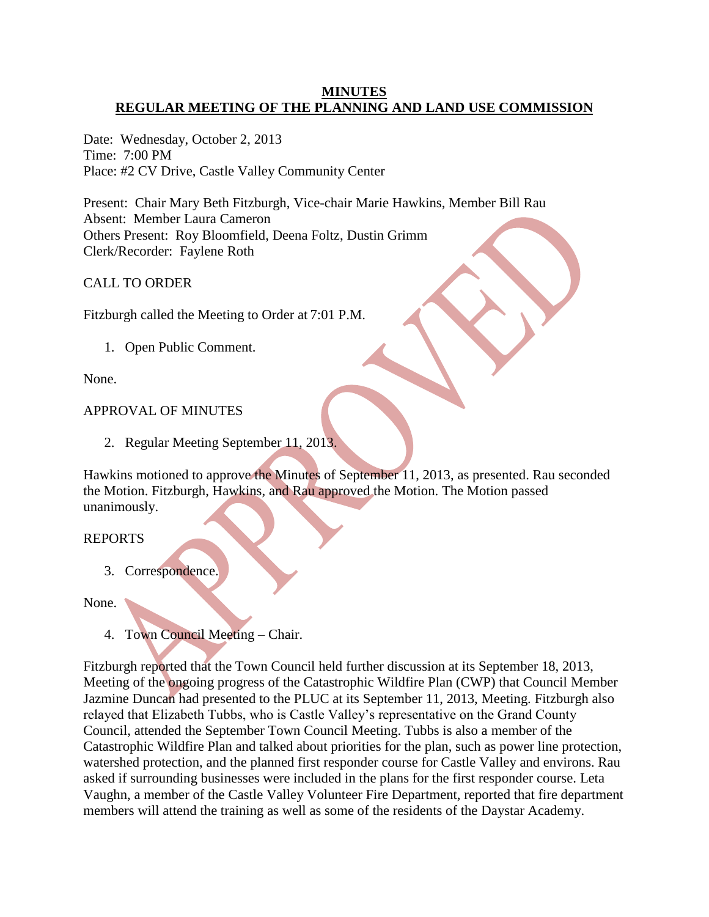**MINUTES**
**REGULAR MEETING OF THE PLANNING AND LAND USE COMMISSION**

Date: Wednesday, October 2, 2013
Time: 7:00 PM
Place: #2 CV Drive, Castle Valley Community Center

Present: Chair Mary Beth Fitzburgh, Vice-chair Marie Hawkins, Member Bill Rau
Absent: Member Laura Cameron
Others Present: Roy Bloomfield, Deena Foltz, Dustin Grimm
Clerk/Recorder: Faylene Roth

CALL TO ORDER

Fitzburgh called the Meeting to Order at 7:01 P.M.

1. Open Public Comment.

None.

APPROVAL OF MINUTES

2. Regular Meeting September 11, 2013.

Hawkins motioned to approve the Minutes of September 11, 2013, as presented. Rau seconded the Motion. Fitzburgh, Hawkins, and Rau approved the Motion. The Motion passed unanimously.

REPORTS

3. Correspondence.

None.

4. Town Council Meeting – Chair.

Fitzburgh reported that the Town Council held further discussion at its September 18, 2013, Meeting of the ongoing progress of the Catastrophic Wildfire Plan (CWP) that Council Member Jazmine Duncan had presented to the PLUC at its September 11, 2013, Meeting. Fitzburgh also relayed that Elizabeth Tubbs, who is Castle Valley's representative on the Grand County Council, attended the September Town Council Meeting. Tubbs is also a member of the Catastrophic Wildfire Plan and talked about priorities for the plan, such as power line protection, watershed protection, and the planned first responder course for Castle Valley and environs. Rau asked if surrounding businesses were included in the plans for the first responder course. Leta Vaughn, a member of the Castle Valley Volunteer Fire Department, reported that fire department members will attend the training as well as some of the residents of the Daystar Academy.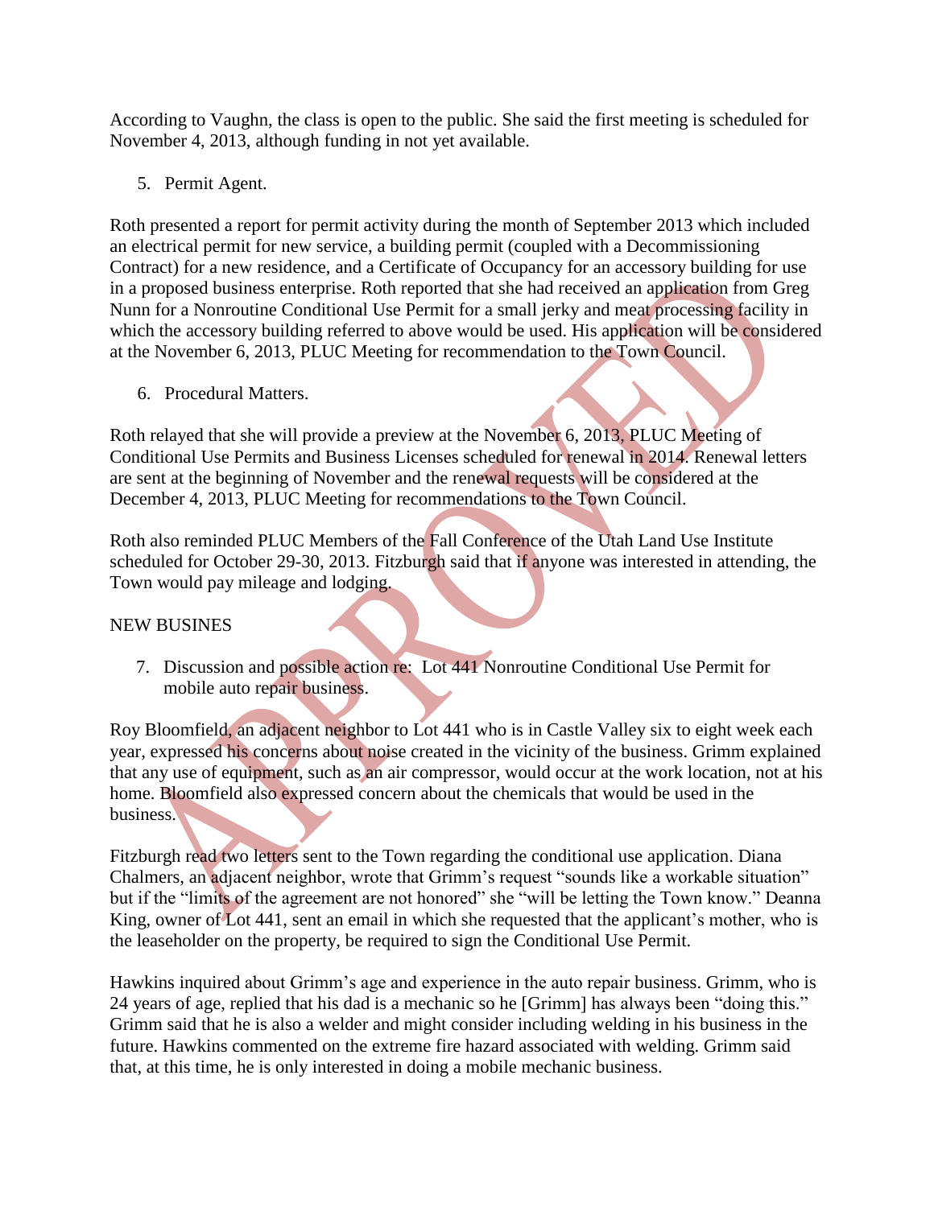According to Vaughn, the class is open to the public. She said the first meeting is scheduled for November 4, 2013, although funding in not yet available.

5. Permit Agent.

Roth presented a report for permit activity during the month of September 2013 which included an electrical permit for new service, a building permit (coupled with a Decommissioning Contract) for a new residence, and a Certificate of Occupancy for an accessory building for use in a proposed business enterprise. Roth reported that she had received an application from Greg Nunn for a Nonroutine Conditional Use Permit for a small jerky and meat processing facility in which the accessory building referred to above would be used. His application will be considered at the November 6, 2013, PLUC Meeting for recommendation to the Town Council.

6. Procedural Matters.

Roth relayed that she will provide a preview at the November 6, 2013, PLUC Meeting of Conditional Use Permits and Business Licenses scheduled for renewal in 2014. Renewal letters are sent at the beginning of November and the renewal requests will be considered at the December 4, 2013, PLUC Meeting for recommendations to the Town Council.

Roth also reminded PLUC Members of the Fall Conference of the Utah Land Use Institute scheduled for October 29-30, 2013. Fitzburgh said that if anyone was interested in attending, the Town would pay mileage and lodging.

NEW BUSINES

7. Discussion and possible action re: Lot 441 Nonroutine Conditional Use Permit for mobile auto repair business.

Roy Bloomfield, an adjacent neighbor to Lot 441 who is in Castle Valley six to eight week each year, expressed his concerns about noise created in the vicinity of the business. Grimm explained that any use of equipment, such as an air compressor, would occur at the work location, not at his home. Bloomfield also expressed concern about the chemicals that would be used in the business.

Fitzburgh read two letters sent to the Town regarding the conditional use application. Diana Chalmers, an adjacent neighbor, wrote that Grimm's request "sounds like a workable situation" but if the "limits of the agreement are not honored" she "will be letting the Town know." Deanna King, owner of Lot 441, sent an email in which she requested that the applicant's mother, who is the leaseholder on the property, be required to sign the Conditional Use Permit.

Hawkins inquired about Grimm's age and experience in the auto repair business. Grimm, who is 24 years of age, replied that his dad is a mechanic so he [Grimm] has always been "doing this." Grimm said that he is also a welder and might consider including welding in his business in the future. Hawkins commented on the extreme fire hazard associated with welding. Grimm said that, at this time, he is only interested in doing a mobile mechanic business.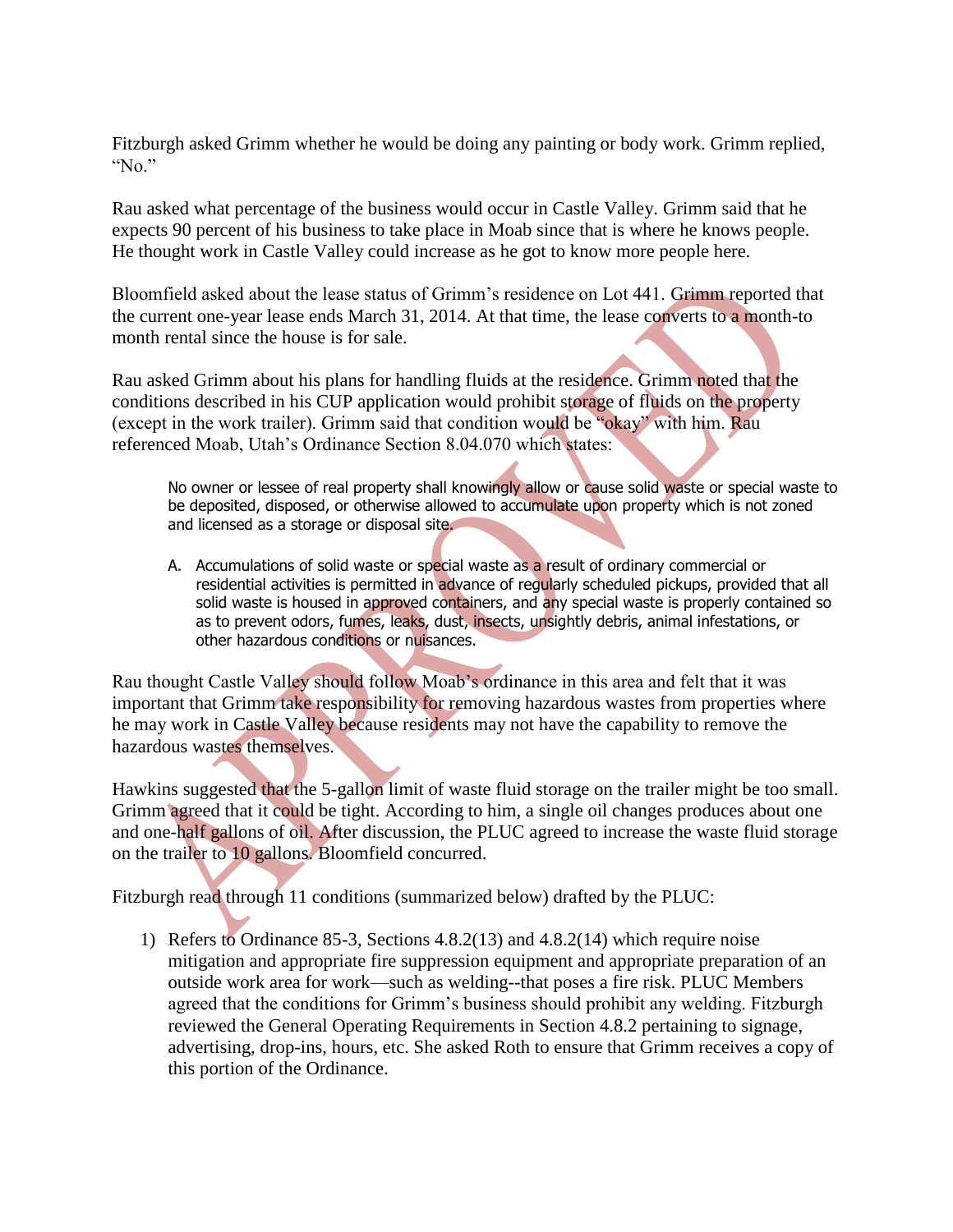Fitzburgh asked Grimm whether he would be doing any painting or body work. Grimm replied, "No."

Rau asked what percentage of the business would occur in Castle Valley. Grimm said that he expects 90 percent of his business to take place in Moab since that is where he knows people. He thought work in Castle Valley could increase as he got to know more people here.

Bloomfield asked about the lease status of Grimm's residence on Lot 441. Grimm reported that the current one-year lease ends March 31, 2014. At that time, the lease converts to a month-to month rental since the house is for sale.

Rau asked Grimm about his plans for handling fluids at the residence. Grimm noted that the conditions described in his CUP application would prohibit storage of fluids on the property (except in the work trailer). Grimm said that condition would be "okay" with him. Rau referenced Moab, Utah's Ordinance Section 8.04.070 which states:

> No owner or lessee of real property shall knowingly allow or cause solid waste or special waste to be deposited, disposed, or otherwise allowed to accumulate upon property which is not zoned and licensed as a storage or disposal site.
>
> A. Accumulations of solid waste or special waste as a result of ordinary commercial or residential activities is permitted in advance of regularly scheduled pickups, provided that all solid waste is housed in approved containers, and any special waste is properly contained so as to prevent odors, fumes, leaks, dust, insects, unsightly debris, animal infestations, or other hazardous conditions or nuisances.

Rau thought Castle Valley should follow Moab's ordinance in this area and felt that it was important that Grimm take responsibility for removing hazardous wastes from properties where he may work in Castle Valley because residents may not have the capability to remove the hazardous wastes themselves.

Hawkins suggested that the 5-gallon limit of waste fluid storage on the trailer might be too small. Grimm agreed that it could be tight. According to him, a single oil changes produces about one and one-half gallons of oil. After discussion, the PLUC agreed to increase the waste fluid storage on the trailer to 10 gallons. Bloomfield concurred.

Fitzburgh read through 11 conditions (summarized below) drafted by the PLUC:

1) Refers to Ordinance 85-3, Sections 4.8.2(13) and 4.8.2(14) which require noise mitigation and appropriate fire suppression equipment and appropriate preparation of an outside work area for work—such as welding--that poses a fire risk. PLUC Members agreed that the conditions for Grimm's business should prohibit any welding. Fitzburgh reviewed the General Operating Requirements in Section 4.8.2 pertaining to signage, advertising, drop-ins, hours, etc. She asked Roth to ensure that Grimm receives a copy of this portion of the Ordinance.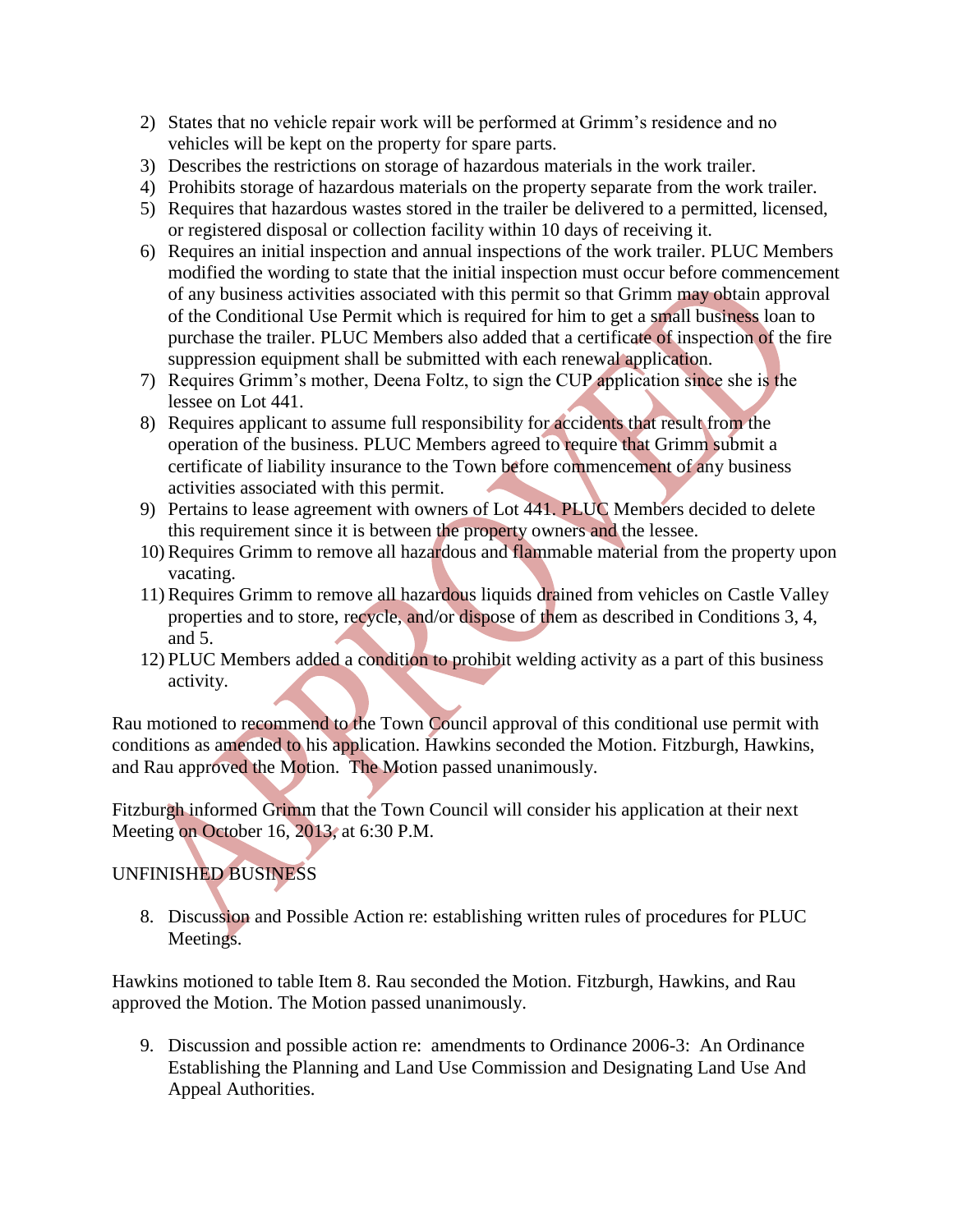2) States that no vehicle repair work will be performed at Grimm's residence and no vehicles will be kept on the property for spare parts.
3) Describes the restrictions on storage of hazardous materials in the work trailer.
4) Prohibits storage of hazardous materials on the property separate from the work trailer.
5) Requires that hazardous wastes stored in the trailer be delivered to a permitted, licensed, or registered disposal or collection facility within 10 days of receiving it.
6) Requires an initial inspection and annual inspections of the work trailer. PLUC Members modified the wording to state that the initial inspection must occur before commencement of any business activities associated with this permit so that Grimm may obtain approval of the Conditional Use Permit which is required for him to get a small business loan to purchase the trailer. PLUC Members also added that a certificate of inspection of the fire suppression equipment shall be submitted with each renewal application.
7) Requires Grimm's mother, Deena Foltz, to sign the CUP application since she is the lessee on Lot 441.
8) Requires applicant to assume full responsibility for accidents that result from the operation of the business. PLUC Members agreed to require that Grimm submit a certificate of liability insurance to the Town before commencement of any business activities associated with this permit.
9) Pertains to lease agreement with owners of Lot 441. PLUC Members decided to delete this requirement since it is between the property owners and the lessee.
10) Requires Grimm to remove all hazardous and flammable material from the property upon vacating.
11) Requires Grimm to remove all hazardous liquids drained from vehicles on Castle Valley properties and to store, recycle, and/or dispose of them as described in Conditions 3, 4, and 5.
12) PLUC Members added a condition to prohibit welding activity as a part of this business activity.

Rau motioned to recommend to the Town Council approval of this conditional use permit with conditions as amended to his application. Hawkins seconded the Motion. Fitzburgh, Hawkins, and Rau approved the Motion. The Motion passed unanimously.

Fitzburgh informed Grimm that the Town Council will consider his application at their next Meeting on October 16, 2013, at 6:30 P.M.

UNFINISHED BUSINESS

8. Discussion and Possible Action re: establishing written rules of procedures for PLUC Meetings.

Hawkins motioned to table Item 8. Rau seconded the Motion. Fitzburgh, Hawkins, and Rau approved the Motion. The Motion passed unanimously.

9. Discussion and possible action re: amendments to Ordinance 2006-3: An Ordinance Establishing the Planning and Land Use Commission and Designating Land Use And Appeal Authorities.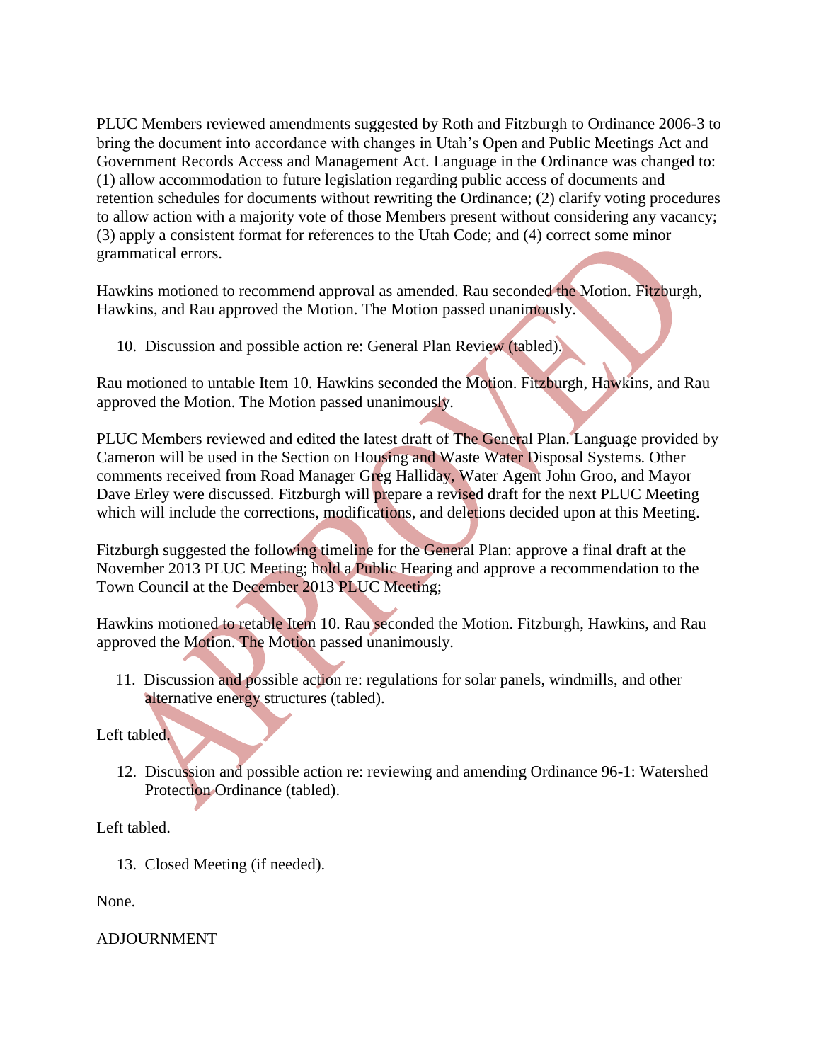PLUC Members reviewed amendments suggested by Roth and Fitzburgh to Ordinance 2006-3 to bring the document into accordance with changes in Utah's Open and Public Meetings Act and Government Records Access and Management Act. Language in the Ordinance was changed to: (1) allow accommodation to future legislation regarding public access of documents and retention schedules for documents without rewriting the Ordinance; (2) clarify voting procedures to allow action with a majority vote of those Members present without considering any vacancy; (3) apply a consistent format for references to the Utah Code; and (4) correct some minor grammatical errors.

Hawkins motioned to recommend approval as amended. Rau seconded the Motion. Fitzburgh, Hawkins, and Rau approved the Motion. The Motion passed unanimously.

10. Discussion and possible action re: General Plan Review (tabled).

Rau motioned to untable Item 10. Hawkins seconded the Motion. Fitzburgh, Hawkins, and Rau approved the Motion. The Motion passed unanimously.

PLUC Members reviewed and edited the latest draft of The General Plan. Language provided by Cameron will be used in the Section on Housing and Waste Water Disposal Systems. Other comments received from Road Manager Greg Halliday, Water Agent John Groo, and Mayor Dave Erley were discussed. Fitzburgh will prepare a revised draft for the next PLUC Meeting which will include the corrections, modifications, and deletions decided upon at this Meeting.

Fitzburgh suggested the following timeline for the General Plan: approve a final draft at the November 2013 PLUC Meeting; hold a Public Hearing and approve a recommendation to the Town Council at the December 2013 PLUC Meeting;

Hawkins motioned to retable Item 10. Rau seconded the Motion. Fitzburgh, Hawkins, and Rau approved the Motion. The Motion passed unanimously.

11. Discussion and possible action re: regulations for solar panels, windmills, and other alternative energy structures (tabled).

Left tabled.

12. Discussion and possible action re: reviewing and amending Ordinance 96-1: Watershed Protection Ordinance (tabled).

Left tabled.

13. Closed Meeting (if needed).

None.

ADJOURNMENT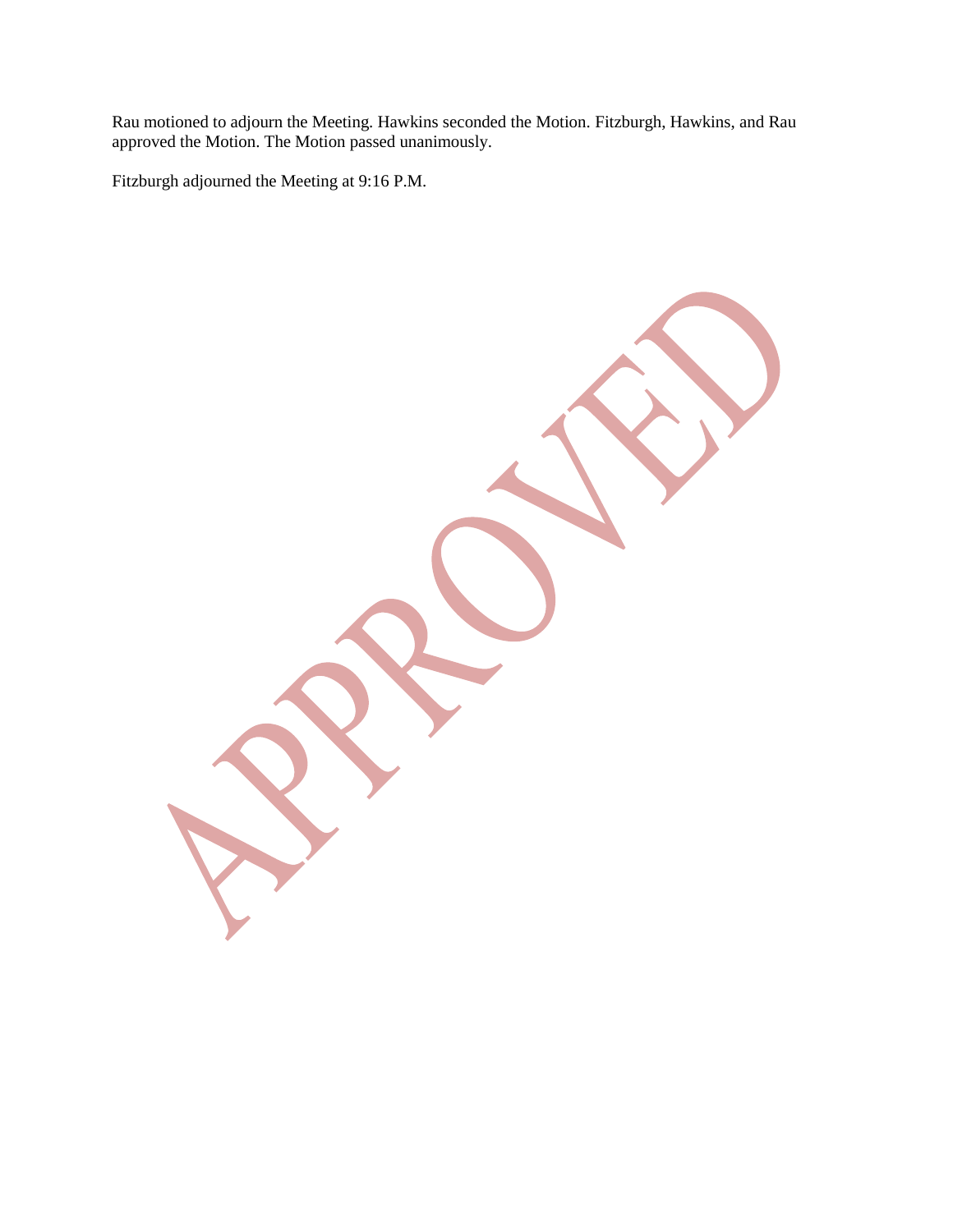Rau motioned to adjourn the Meeting. Hawkins seconded the Motion. Fitzburgh, Hawkins, and Rau approved the Motion. The Motion passed unanimously.

Fitzburgh adjourned the Meeting at 9:16 P.M.

APPROVED